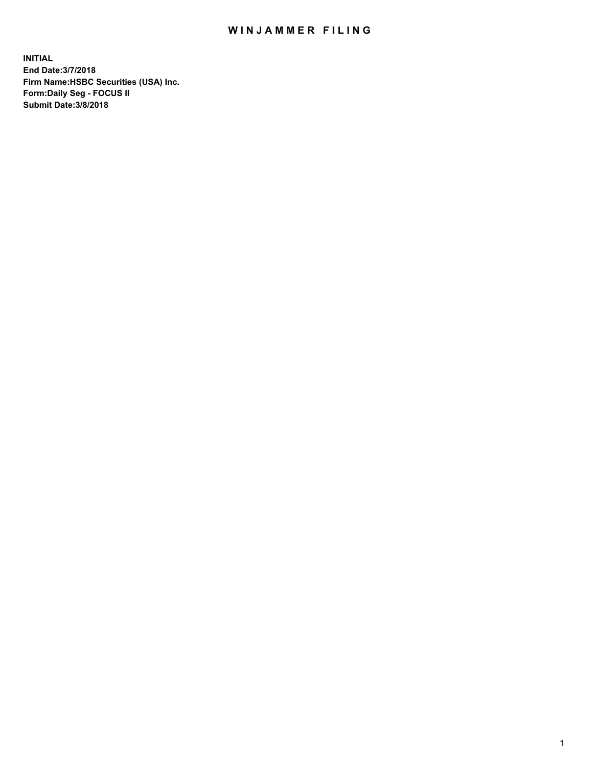# WINJAMMER FILING

**INITIAL**
**End Date:3/7/2018**
**Firm Name:HSBC Securities (USA) Inc.**
**Form:Daily Seg - FOCUS II**
**Submit Date:3/8/2018**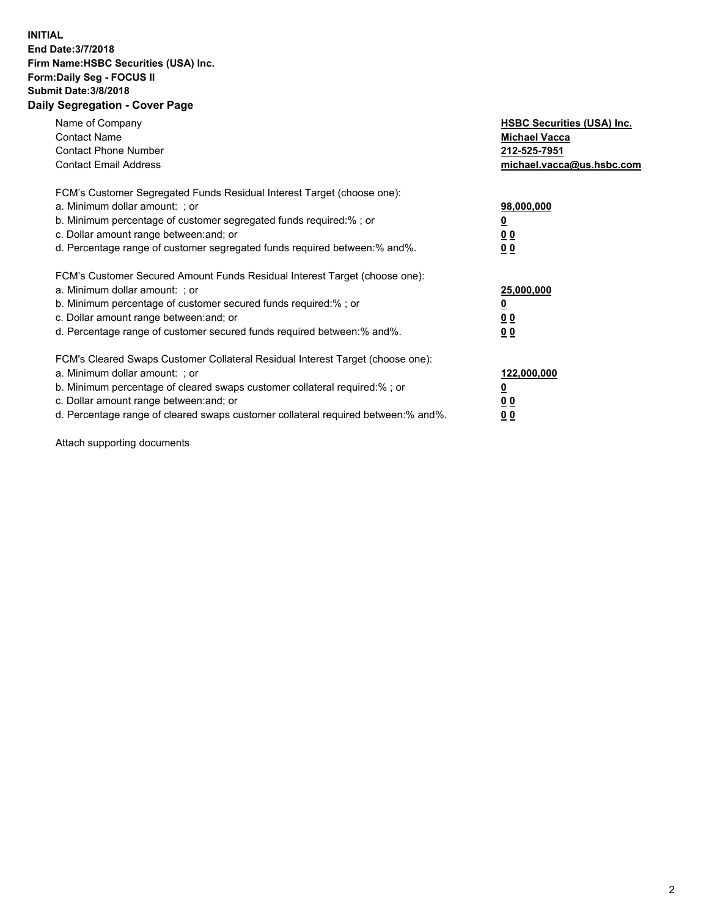**INITIAL**
**End Date:3/7/2018**
**Firm Name:HSBC Securities (USA) Inc.**
**Form:Daily Seg - FOCUS II**
**Submit Date:3/8/2018**

## Daily Segregation - Cover Page

| | |
|---|---|
| Name of Company | **HSBC Securities (USA) Inc.** |
| Contact Name | **Michael Vacca** |
| Contact Phone Number | **212-525-7951** |
| Contact Email Address | **michael.vacca@us.hsbc.com** |

FCM's Customer Segregated Funds Residual Interest Target (choose one):

| | |
|---|---|
| a. Minimum dollar amount: ; or | **98,000,000** |
| b. Minimum percentage of customer segregated funds required:% ; or | **0** |
| c. Dollar amount range between:and; or | **0 0** |
| d. Percentage range of customer segregated funds required between:% and%. | **0 0** |

FCM's Customer Secured Amount Funds Residual Interest Target (choose one):

| | |
|---|---|
| a. Minimum dollar amount: ; or | **25,000,000** |
| b. Minimum percentage of customer secured funds required:% ; or | **0** |
| c. Dollar amount range between:and; or | **0 0** |
| d. Percentage range of customer secured funds required between:% and%. | **0 0** |

FCM's Cleared Swaps Customer Collateral Residual Interest Target (choose one):

| | |
|---|---|
| a. Minimum dollar amount: ; or | **122,000,000** |
| b. Minimum percentage of cleared swaps customer collateral required:% ; or | **0** |
| c. Dollar amount range between:and; or | **0 0** |
| d. Percentage range of cleared swaps customer collateral required between:% and%. | **0 0** |

Attach supporting documents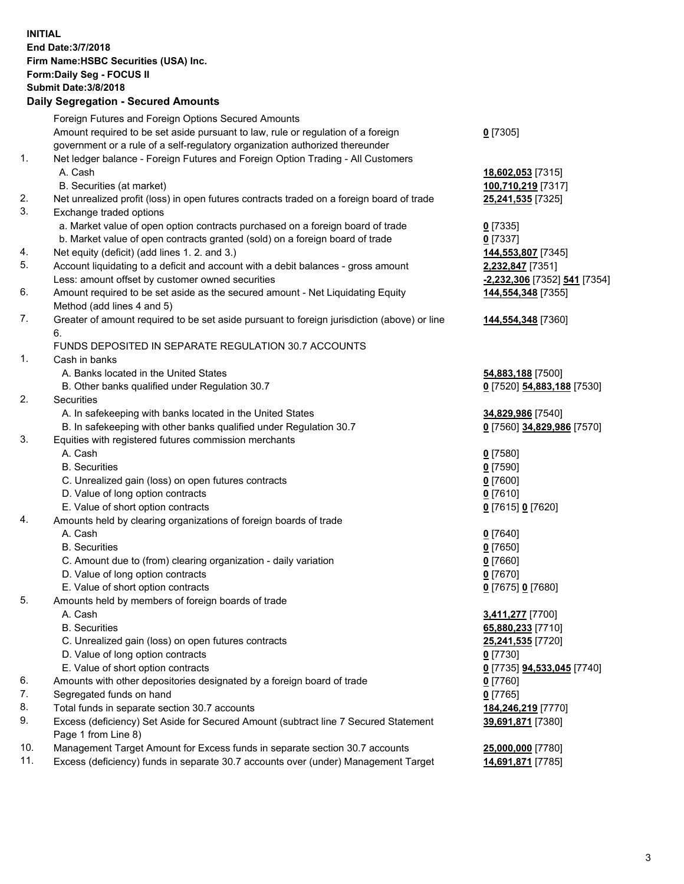**INITIAL**
**End Date:3/7/2018**
**Firm Name:HSBC Securities (USA) Inc.**
**Form:Daily Seg - FOCUS II**
**Submit Date:3/8/2018**

## Daily Segregation - Secured Amounts

| | | |
|---|---|---|
| | Foreign Futures and Foreign Options Secured Amounts | |
| | Amount required to be set aside pursuant to law, rule or regulation of a foreign government or a rule of a self-regulatory organization authorized thereunder | **0** [7305] |
| 1. | Net ledger balance - Foreign Futures and Foreign Option Trading - All Customers | |
| | A. Cash | **18,602,053** [7315] |
| | B. Securities (at market) | **100,710,219** [7317] |
| 2. | Net unrealized profit (loss) in open futures contracts traded on a foreign board of trade | **25,241,535** [7325] |
| 3. | Exchange traded options | |
| | a. Market value of open option contracts purchased on a foreign board of trade | **0** [7335] |
| | b. Market value of open contracts granted (sold) on a foreign board of trade | **0** [7337] |
| 4. | Net equity (deficit) (add lines 1. 2. and 3.) | **144,553,807** [7345] |
| 5. | Account liquidating to a deficit and account with a debit balances - gross amount | **2,232,847** [7351] |
| | Less: amount offset by customer owned securities | **-2,232,306** [7352] **541** [7354] |
| 6. | Amount required to be set aside as the secured amount - Net Liquidating Equity Method (add lines 4 and 5) | **144,554,348** [7355] |
| 7. | Greater of amount required to be set aside pursuant to foreign jurisdiction (above) or line 6. | **144,554,348** [7360] |
| | FUNDS DEPOSITED IN SEPARATE REGULATION 30.7 ACCOUNTS | |
| 1. | Cash in banks | |
| | A. Banks located in the United States | **54,883,188** [7500] |
| | B. Other banks qualified under Regulation 30.7 | **0** [7520] **54,883,188** [7530] |
| 2. | Securities | |
| | A. In safekeeping with banks located in the United States | **34,829,986** [7540] |
| | B. In safekeeping with other banks qualified under Regulation 30.7 | **0** [7560] **34,829,986** [7570] |
| 3. | Equities with registered futures commission merchants | |
| | A. Cash | **0** [7580] |
| | B. Securities | **0** [7590] |
| | C. Unrealized gain (loss) on open futures contracts | **0** [7600] |
| | D. Value of long option contracts | **0** [7610] |
| | E. Value of short option contracts | **0** [7615] **0** [7620] |
| 4. | Amounts held by clearing organizations of foreign boards of trade | |
| | A. Cash | **0** [7640] |
| | B. Securities | **0** [7650] |
| | C. Amount due to (from) clearing organization - daily variation | **0** [7660] |
| | D. Value of long option contracts | **0** [7670] |
| | E. Value of short option contracts | **0** [7675] **0** [7680] |
| 5. | Amounts held by members of foreign boards of trade | |
| | A. Cash | **3,411,277** [7700] |
| | B. Securities | **65,880,233** [7710] |
| | C. Unrealized gain (loss) on open futures contracts | **25,241,535** [7720] |
| | D. Value of long option contracts | **0** [7730] |
| | E. Value of short option contracts | **0** [7735] **94,533,045** [7740] |
| 6. | Amounts with other depositories designated by a foreign board of trade | **0** [7760] |
| 7. | Segregated funds on hand | **0** [7765] |
| 8. | Total funds in separate section 30.7 accounts | **184,246,219** [7770] |
| 9. | Excess (deficiency) Set Aside for Secured Amount (subtract line 7 Secured Statement Page 1 from Line 8) | **39,691,871** [7380] |
| 10. | Management Target Amount for Excess funds in separate section 30.7 accounts | **25,000,000** [7780] |
| 11. | Excess (deficiency) funds in separate 30.7 accounts over (under) Management Target | **14,691,871** [7785] |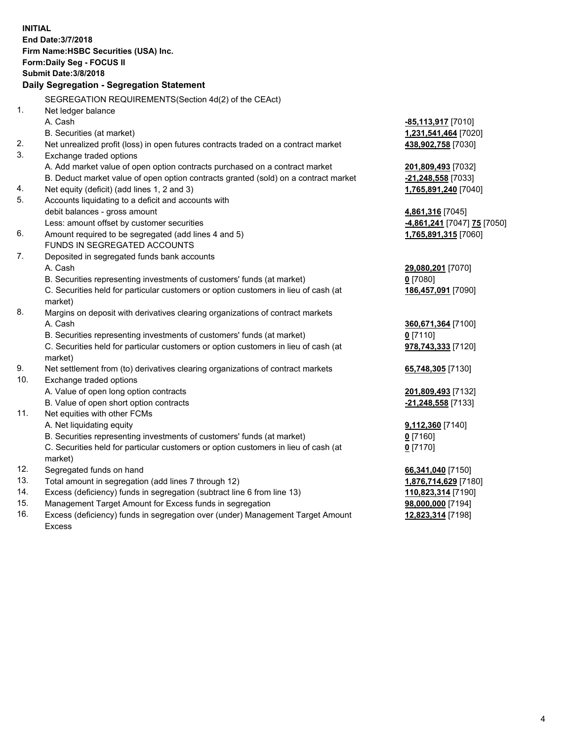**INITIAL**
**End Date:3/7/2018**
**Firm Name:HSBC Securities (USA) Inc.**
**Form:Daily Seg - FOCUS II**
**Submit Date:3/8/2018**

**Daily Segregation - Segregation Statement**

SEGREGATION REQUIREMENTS(Section 4d(2) of the CEAct)

| | | |
|---|---|---|
| 1. | Net ledger balance | |
| | A. Cash | **-85,113,917** [7010] |
| | B. Securities (at market) | **1,231,541,464** [7020] |
| 2. | Net unrealized profit (loss) in open futures contracts traded on a contract market | **438,902,758** [7030] |
| 3. | Exchange traded options | |
| | A. Add market value of open option contracts purchased on a contract market | **201,809,493** [7032] |
| | B. Deduct market value of open option contracts granted (sold) on a contract market | **-21,248,558** [7033] |
| 4. | Net equity (deficit) (add lines 1, 2 and 3) | **1,765,891,240** [7040] |
| 5. | Accounts liquidating to a deficit and accounts with | |
| | debit balances - gross amount | **4,861,316** [7045] |
| | Less: amount offset by customer securities | **-4,861,241** [7047] **75** [7050] |
| 6. | Amount required to be segregated (add lines 4 and 5) | **1,765,891,315** [7060] |
| | FUNDS IN SEGREGATED ACCOUNTS | |
| 7. | Deposited in segregated funds bank accounts | |
| | A. Cash | **29,080,201** [7070] |
| | B. Securities representing investments of customers' funds (at market) | **0** [7080] |
| | C. Securities held for particular customers or option customers in lieu of cash (at market) | **186,457,091** [7090] |
| 8. | Margins on deposit with derivatives clearing organizations of contract markets | |
| | A. Cash | **360,671,364** [7100] |
| | B. Securities representing investments of customers' funds (at market) | **0** [7110] |
| | C. Securities held for particular customers or option customers in lieu of cash (at market) | **978,743,333** [7120] |
| 9. | Net settlement from (to) derivatives clearing organizations of contract markets | **65,748,305** [7130] |
| 10. | Exchange traded options | |
| | A. Value of open long option contracts | **201,809,493** [7132] |
| | B. Value of open short option contracts | **-21,248,558** [7133] |
| 11. | Net equities with other FCMs | |
| | A. Net liquidating equity | **9,112,360** [7140] |
| | B. Securities representing investments of customers' funds (at market) | **0** [7160] |
| | C. Securities held for particular customers or option customers in lieu of cash (at market) | **0** [7170] |
| 12. | Segregated funds on hand | **66,341,040** [7150] |
| 13. | Total amount in segregation (add lines 7 through 12) | **1,876,714,629** [7180] |
| 14. | Excess (deficiency) funds in segregation (subtract line 6 from line 13) | **110,823,314** [7190] |
| 15. | Management Target Amount for Excess funds in segregation | **98,000,000** [7194] |
| 16. | Excess (deficiency) funds in segregation over (under) Management Target Amount Excess | **12,823,314** [7198] |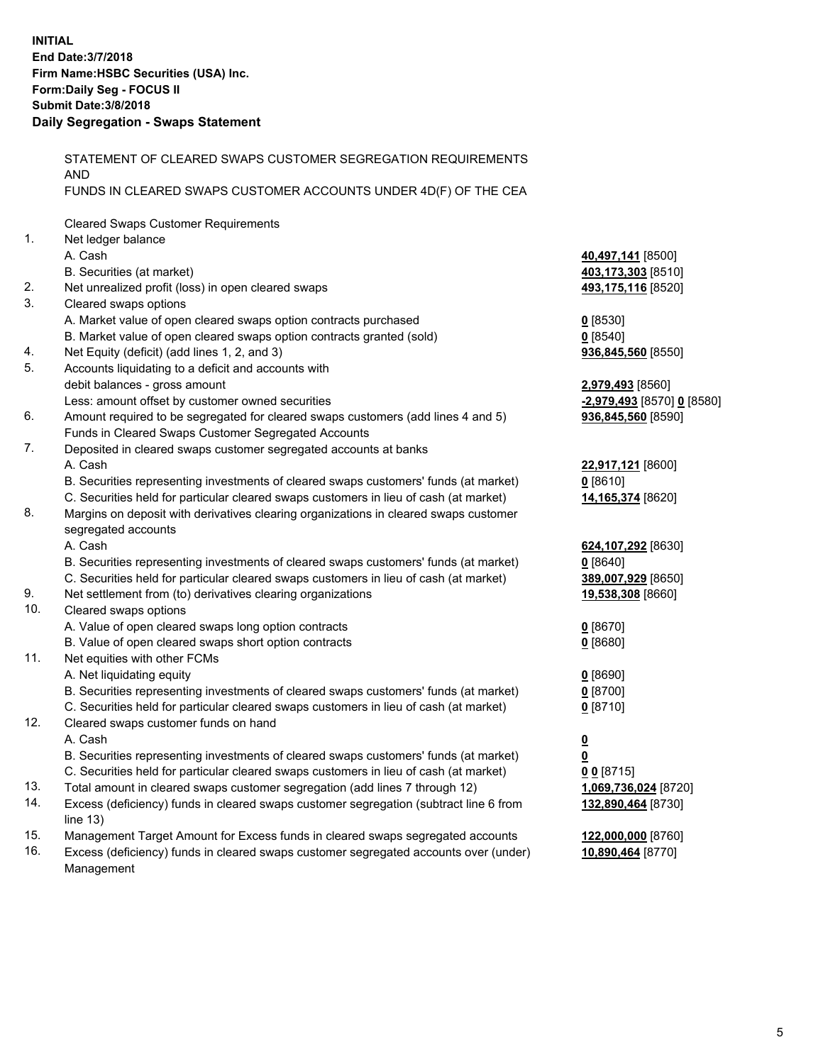**INITIAL**
**End Date:3/7/2018**
**Firm Name:HSBC Securities (USA) Inc.**
**Form:Daily Seg - FOCUS II**
**Submit Date:3/8/2018**
**Daily Segregation - Swaps Statement**

STATEMENT OF CLEARED SWAPS CUSTOMER SEGREGATION REQUIREMENTS AND FUNDS IN CLEARED SWAPS CUSTOMER ACCOUNTS UNDER 4D(F) OF THE CEA

| | | |
|---|---|---|
| | Cleared Swaps Customer Requirements | |
| 1. | Net ledger balance | |
| | A. Cash | **40,497,141** [8500] |
| | B. Securities (at market) | **403,173,303** [8510] |
| 2. | Net unrealized profit (loss) in open cleared swaps | **493,175,116** [8520] |
| 3. | Cleared swaps options | |
| | A. Market value of open cleared swaps option contracts purchased | **0** [8530] |
| | B. Market value of open cleared swaps option contracts granted (sold) | **0** [8540] |
| 4. | Net Equity (deficit) (add lines 1, 2, and 3) | **936,845,560** [8550] |
| 5. | Accounts liquidating to a deficit and accounts with debit balances - gross amount | **2,979,493** [8560] |
| | Less: amount offset by customer owned securities | **-2,979,493** [8570] **0** [8580] |
| 6. | Amount required to be segregated for cleared swaps customers (add lines 4 and 5) | **936,845,560** [8590] |
| | Funds in Cleared Swaps Customer Segregated Accounts | |
| 7. | Deposited in cleared swaps customer segregated accounts at banks | |
| | A. Cash | **22,917,121** [8600] |
| | B. Securities representing investments of cleared swaps customers' funds (at market) | **0** [8610] |
| | C. Securities held for particular cleared swaps customers in lieu of cash (at market) | **14,165,374** [8620] |
| 8. | Margins on deposit with derivatives clearing organizations in cleared swaps customer segregated accounts | |
| | A. Cash | **624,107,292** [8630] |
| | B. Securities representing investments of cleared swaps customers' funds (at market) | **0** [8640] |
| | C. Securities held for particular cleared swaps customers in lieu of cash (at market) | **389,007,929** [8650] |
| 9. | Net settlement from (to) derivatives clearing organizations | **19,538,308** [8660] |
| 10. | Cleared swaps options | |
| | A. Value of open cleared swaps long option contracts | **0** [8670] |
| | B. Value of open cleared swaps short option contracts | **0** [8680] |
| 11. | Net equities with other FCMs | |
| | A. Net liquidating equity | **0** [8690] |
| | B. Securities representing investments of cleared swaps customers' funds (at market) | **0** [8700] |
| | C. Securities held for particular cleared swaps customers in lieu of cash (at market) | **0** [8710] |
| 12. | Cleared swaps customer funds on hand | |
| | A. Cash | **0** |
| | B. Securities representing investments of cleared swaps customers' funds (at market) | **0** |
| | C. Securities held for particular cleared swaps customers in lieu of cash (at market) | **0** **0** [8715] |
| 13. | Total amount in cleared swaps customer segregation (add lines 7 through 12) | **1,069,736,024** [8720] |
| 14. | Excess (deficiency) funds in cleared swaps customer segregation (subtract line 6 from line 13) | **132,890,464** [8730] |
| 15. | Management Target Amount for Excess funds in cleared swaps segregated accounts | **122,000,000** [8760] |
| 16. | Excess (deficiency) funds in cleared swaps customer segregated accounts over (under) Management | **10,890,464** [8770] |